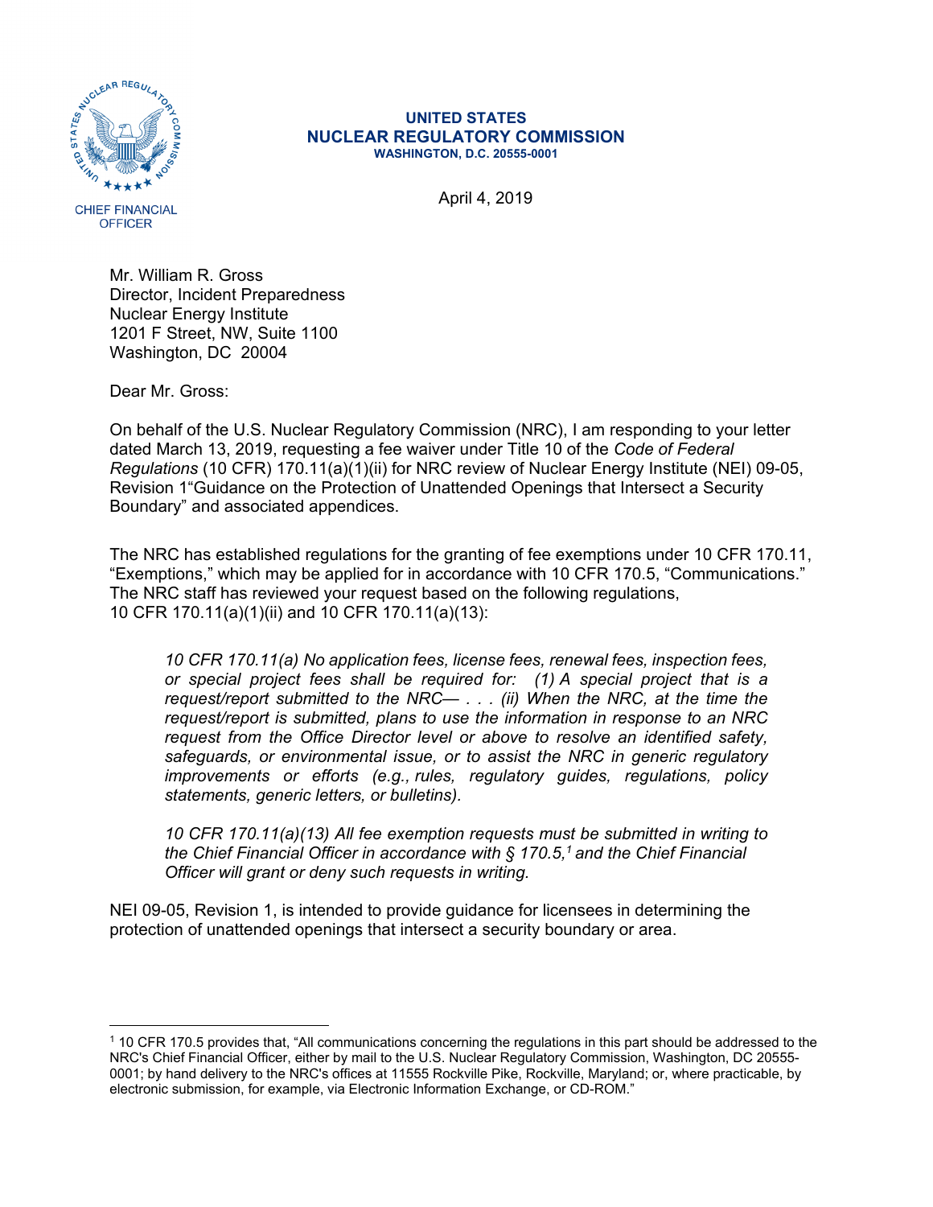UNITED STATES
**NUCLEAR REGULATORY COMMISSION**
WASHINGTON, D.C. 20555-0001

CHIEF FINANCIAL OFFICER

April 4, 2019

Mr. William R. Gross
Director, Incident Preparedness
Nuclear Energy Institute
1201 F Street, NW, Suite 1100
Washington, DC 20004

Dear Mr. Gross:

On behalf of the U.S. Nuclear Regulatory Commission (NRC), I am responding to your letter dated March 13, 2019, requesting a fee waiver under Title 10 of the *Code of Federal Regulations* (10 CFR) 170.11(a)(1)(ii) for NRC review of Nuclear Energy Institute (NEI) 09-05, Revision 1"Guidance on the Protection of Unattended Openings that Intersect a Security Boundary" and associated appendices.

The NRC has established regulations for the granting of fee exemptions under 10 CFR 170.11, "Exemptions," which may be applied for in accordance with 10 CFR 170.5, "Communications." The NRC staff has reviewed your request based on the following regulations, 10 CFR 170.11(a)(1)(ii) and 10 CFR 170.11(a)(13):

> *10 CFR 170.11(a) No application fees, license fees, renewal fees, inspection fees, or special project fees shall be required for: (1) A special project that is a request/report submitted to the NRC— . . . (ii) When the NRC, at the time the request/report is submitted, plans to use the information in response to an NRC request from the Office Director level or above to resolve an identified safety, safeguards, or environmental issue, or to assist the NRC in generic regulatory improvements or efforts (e.g., rules, regulatory guides, regulations, policy statements, generic letters, or bulletins).*
>
> *10 CFR 170.11(a)(13) All fee exemption requests must be submitted in writing to the Chief Financial Officer in accordance with § 170.5,*[1] *and the Chief Financial Officer will grant or deny such requests in writing.*

NEI 09-05, Revision 1, is intended to provide guidance for licensees in determining the protection of unattended openings that intersect a security boundary or area.

[1] 10 CFR 170.5 provides that, "All communications concerning the regulations in this part should be addressed to the NRC's Chief Financial Officer, either by mail to the U.S. Nuclear Regulatory Commission, Washington, DC 20555-0001; by hand delivery to the NRC's offices at 11555 Rockville Pike, Rockville, Maryland; or, where practicable, by electronic submission, for example, via Electronic Information Exchange, or CD-ROM."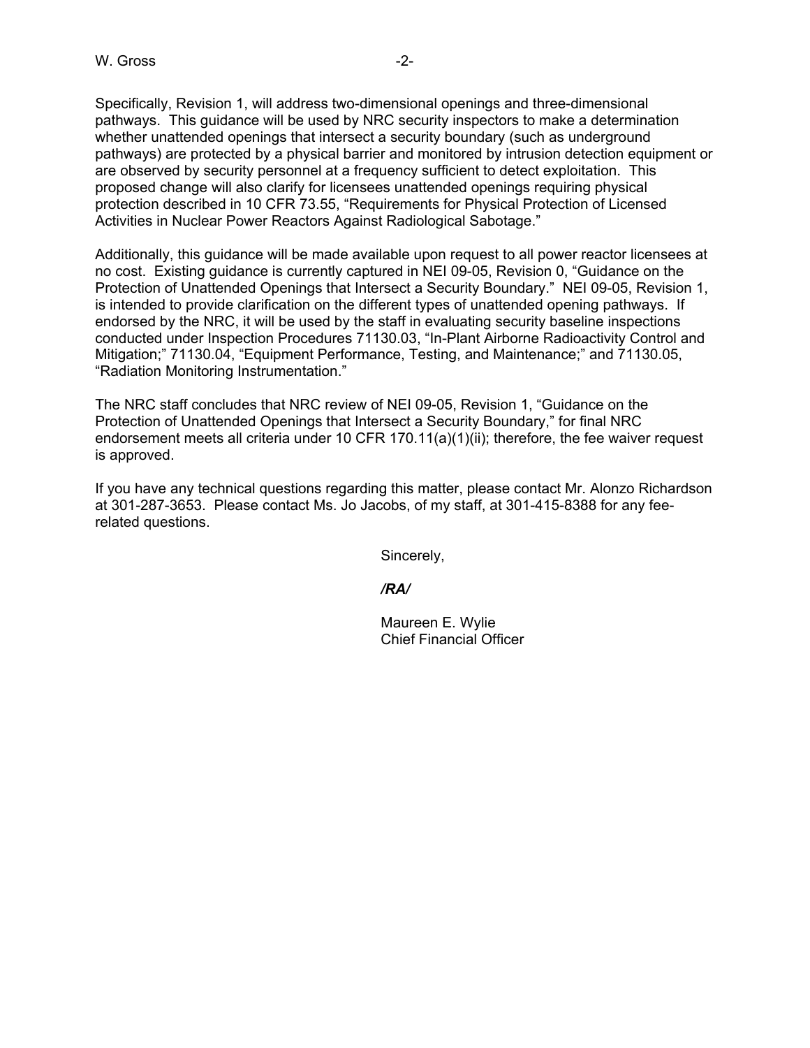Specifically, Revision 1, will address two-dimensional openings and three-dimensional pathways. This guidance will be used by NRC security inspectors to make a determination whether unattended openings that intersect a security boundary (such as underground pathways) are protected by a physical barrier and monitored by intrusion detection equipment or are observed by security personnel at a frequency sufficient to detect exploitation. This proposed change will also clarify for licensees unattended openings requiring physical protection described in 10 CFR 73.55, "Requirements for Physical Protection of Licensed Activities in Nuclear Power Reactors Against Radiological Sabotage."

Additionally, this guidance will be made available upon request to all power reactor licensees at no cost. Existing guidance is currently captured in NEI 09-05, Revision 0, "Guidance on the Protection of Unattended Openings that Intersect a Security Boundary." NEI 09-05, Revision 1, is intended to provide clarification on the different types of unattended opening pathways. If endorsed by the NRC, it will be used by the staff in evaluating security baseline inspections conducted under Inspection Procedures 71130.03, "In-Plant Airborne Radioactivity Control and Mitigation;" 71130.04, "Equipment Performance, Testing, and Maintenance;" and 71130.05, "Radiation Monitoring Instrumentation."

The NRC staff concludes that NRC review of NEI 09-05, Revision 1, "Guidance on the Protection of Unattended Openings that Intersect a Security Boundary," for final NRC endorsement meets all criteria under 10 CFR 170.11(a)(1)(ii); therefore, the fee waiver request is approved.

If you have any technical questions regarding this matter, please contact Mr. Alonzo Richardson at 301-287-3653. Please contact Ms. Jo Jacobs, of my staff, at 301-415-8388 for any fee-related questions.

Sincerely,

***/RA/***

Maureen E. Wylie  
Chief Financial Officer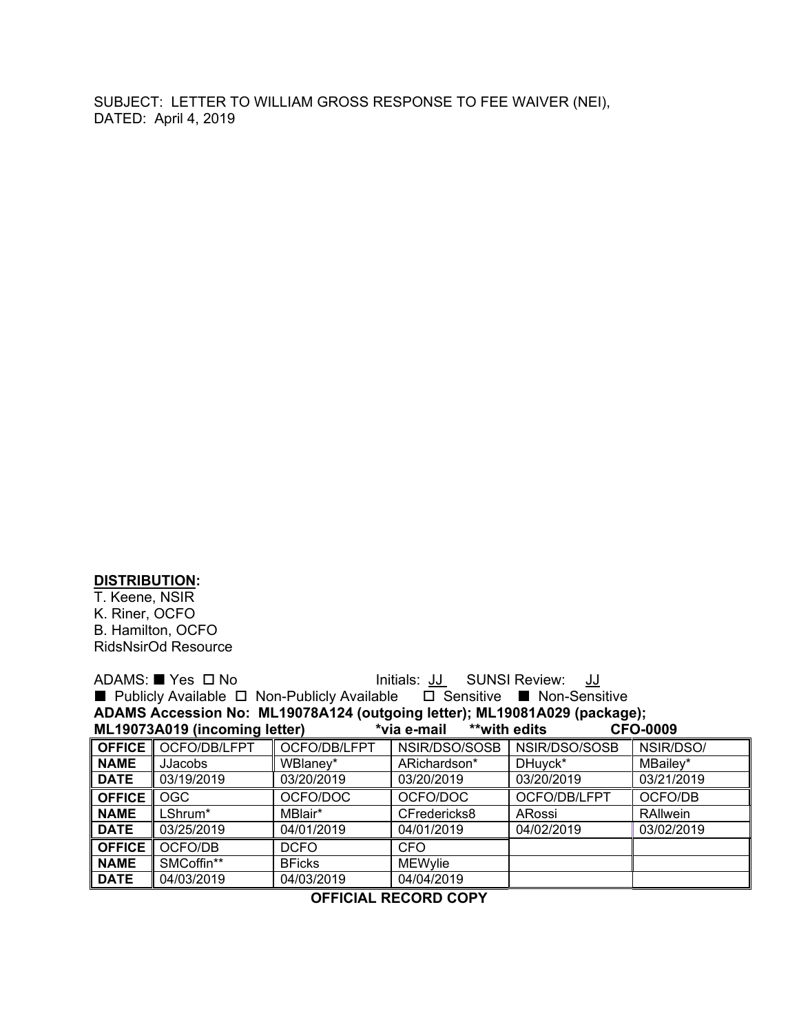SUBJECT: LETTER TO WILLIAM GROSS RESPONSE TO FEE WAIVER (NEI), DATED: April 4, 2019

**DISTRIBUTION:**

T. Keene, NSIR
K. Riner, OCFO
B. Hamilton, OCFO
RidsNsirOd Resource

ADAMS: ■ Yes ☐ No Initials: JJ SUNSI Review: JJ
■ Publicly Available ☐ Non-Publicly Available ☐ Sensitive ■ Non-Sensitive

**ADAMS Accession No: ML19078A124 (outgoing letter); ML19081A029 (package); ML19073A019 (incoming letter) \*via e-mail \*\*with edits CFO-0009**

| | | | | | |
|---|---|---|---|---|---|
| **OFFICE** | OCFO/DB/LFPT | OCFO/DB/LFPT | NSIR/DSO/SOSB | NSIR/DSO/SOSB | NSIR/DSO/ |
| **NAME** | JJacobs | WBlaney* | ARichardson* | DHuyck* | MBailey* |
| **DATE** | 03/19/2019 | 03/20/2019 | 03/20/2019 | 03/20/2019 | 03/21/2019 |
| **OFFICE** | OGC | OCFO/DOC | OCFO/DOC | OCFO/DB/LFPT | OCFO/DB |
| **NAME** | LShrum* | MBlair* | CFredericks8 | ARossi | RAllwein |
| **DATE** | 03/25/2019 | 04/01/2019 | 04/01/2019 | 04/02/2019 | 03/02/2019 |
| **OFFICE** | OCFO/DB | DCFO | CFO | | |
| **NAME** | SMCoffin** | BFicks | MEWylie | | |
| **DATE** | 04/03/2019 | 04/03/2019 | 04/04/2019 | | |

**OFFICIAL RECORD COPY**